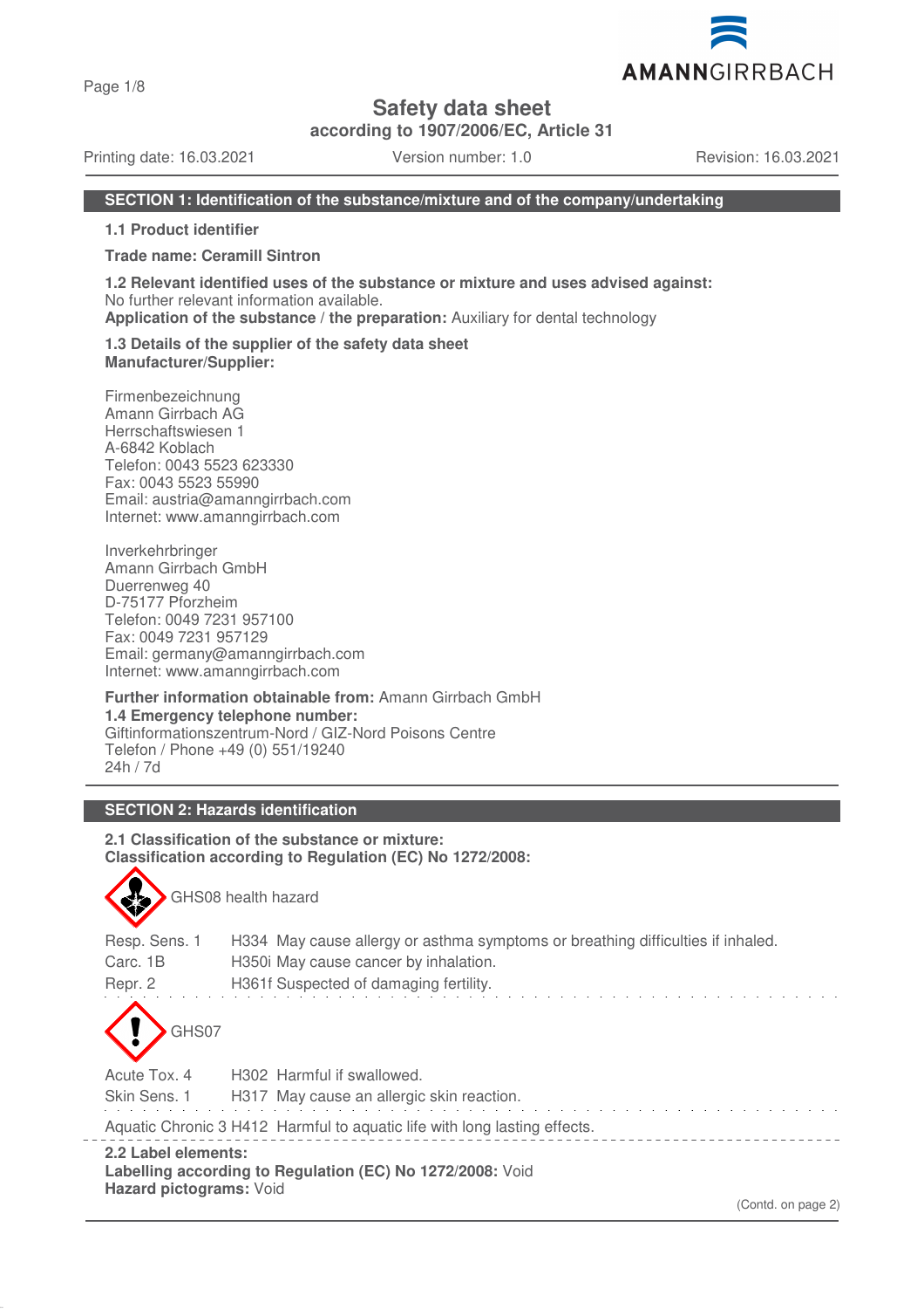# Safety data sheet

**according to 1907/2006/EC, Article 31**

Printing date: 16.03.2021 Version number: 1.0 Revision: 16.03.2021

## SECTION 1: Identification of the substance/mixture and of the company/undertaking

**1.1 Product identifier**

**Trade name: Ceramill Sintron**

**1.2 Relevant identified uses of the substance or mixture and uses advised against:**
No further relevant information available.
**Application of the substance / the preparation:** Auxiliary for dental technology

**1.3 Details of the supplier of the safety data sheet**
**Manufacturer/Supplier:**

Firmenbezeichnung
Amann Girrbach AG
Herrschaftswiesen 1
A-6842 Koblach
Telefon: 0043 5523 623330
Fax: 0043 5523 55990
Email: austria@amanngirrbach.com
Internet: www.amanngirrbach.com

Inverkehrbringer
Amann Girrbach GmbH
Duerrenweg 40
D-75177 Pforzheim
Telefon: 0049 7231 957100
Fax: 0049 7231 957129
Email: germany@amanngirrbach.com
Internet: www.amanngirrbach.com

**Further information obtainable from:** Amann Girrbach GmbH
**1.4 Emergency telephone number:**
Giftinformationszentrum-Nord / GIZ-Nord Poisons Centre
Telefon / Phone +49 (0) 551/19240
24h / 7d

## SECTION 2: Hazards identification

**2.1 Classification of the substance or mixture:**
**Classification according to Regulation (EC) No 1272/2008:**

GHS08 health hazard

Resp. Sens. 1 H334 May cause allergy or asthma symptoms or breathing difficulties if inhaled.
Carc. 1B H350i May cause cancer by inhalation.
Repr. 2 H361f Suspected of damaging fertility.

GHS07

Acute Tox. 4 H302 Harmful if swallowed.
Skin Sens. 1 H317 May cause an allergic skin reaction.

Aquatic Chronic 3 H412 Harmful to aquatic life with long lasting effects.

**2.2 Label elements:**
**Labelling according to Regulation (EC) No 1272/2008:** Void
**Hazard pictograms:** Void

(Contd. on page 2)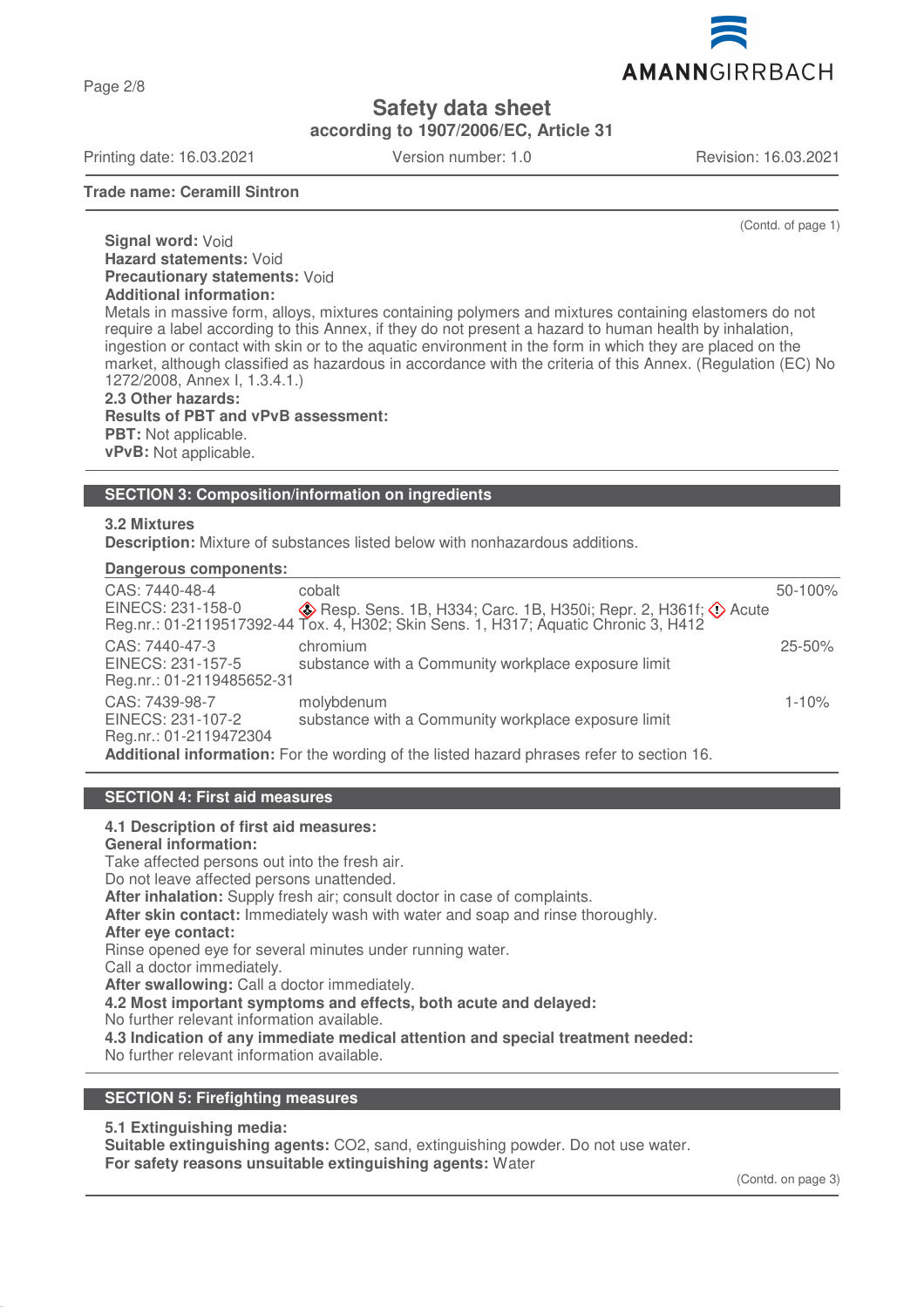**Trade name: Ceramill Sintron**

(Contd. of page 1)

**Signal word:** Void
**Hazard statements:** Void
**Precautionary statements:** Void
**Additional information:**
Metals in massive form, alloys, mixtures containing polymers and mixtures containing elastomers do not require a label according to this Annex, if they do not present a hazard to human health by inhalation, ingestion or contact with skin or to the aquatic environment in the form in which they are placed on the market, although classified as hazardous in accordance with the criteria of this Annex. (Regulation (EC) No 1272/2008, Annex I, 1.3.4.1.)
**2.3 Other hazards:**
**Results of PBT and vPvB assessment:**
**PBT:** Not applicable.
**vPvB:** Not applicable.

## SECTION 3: Composition/information on ingredients

**3.2 Mixtures**
**Description:** Mixture of substances listed below with nonhazardous additions.

**Dangerous components:**

| Identifiers | Substance / Classification | Concentration |
|---|---|---|
| CAS: 7440-48-4<br>EINECS: 231-158-0<br>Reg.nr.: 01-2119517392-44 | cobalt<br>Resp. Sens. 1B, H334; Carc. 1B, H350i; Repr. 2, H361f; Acute Tox. 4, H302; Skin Sens. 1, H317; Aquatic Chronic 3, H412 | 50-100% |
| CAS: 7440-47-3<br>EINECS: 231-157-5<br>Reg.nr.: 01-2119485652-31 | chromium<br>substance with a Community workplace exposure limit | 25-50% |
| CAS: 7439-98-7<br>EINECS: 231-107-2<br>Reg.nr.: 01-2119472304 | molybdenum<br>substance with a Community workplace exposure limit | 1-10% |

**Additional information:** For the wording of the listed hazard phrases refer to section 16.

## SECTION 4: First aid measures

**4.1 Description of first aid measures:**
**General information:**
Take affected persons out into the fresh air.
Do not leave affected persons unattended.
**After inhalation:** Supply fresh air; consult doctor in case of complaints.
**After skin contact:** Immediately wash with water and soap and rinse thoroughly.
**After eye contact:**
Rinse opened eye for several minutes under running water.
Call a doctor immediately.
**After swallowing:** Call a doctor immediately.
**4.2 Most important symptoms and effects, both acute and delayed:**
No further relevant information available.
**4.3 Indication of any immediate medical attention and special treatment needed:**
No further relevant information available.

## SECTION 5: Firefighting measures

**5.1 Extinguishing media:**
**Suitable extinguishing agents:** CO2, sand, extinguishing powder. Do not use water.
**For safety reasons unsuitable extinguishing agents:** Water

(Contd. on page 3)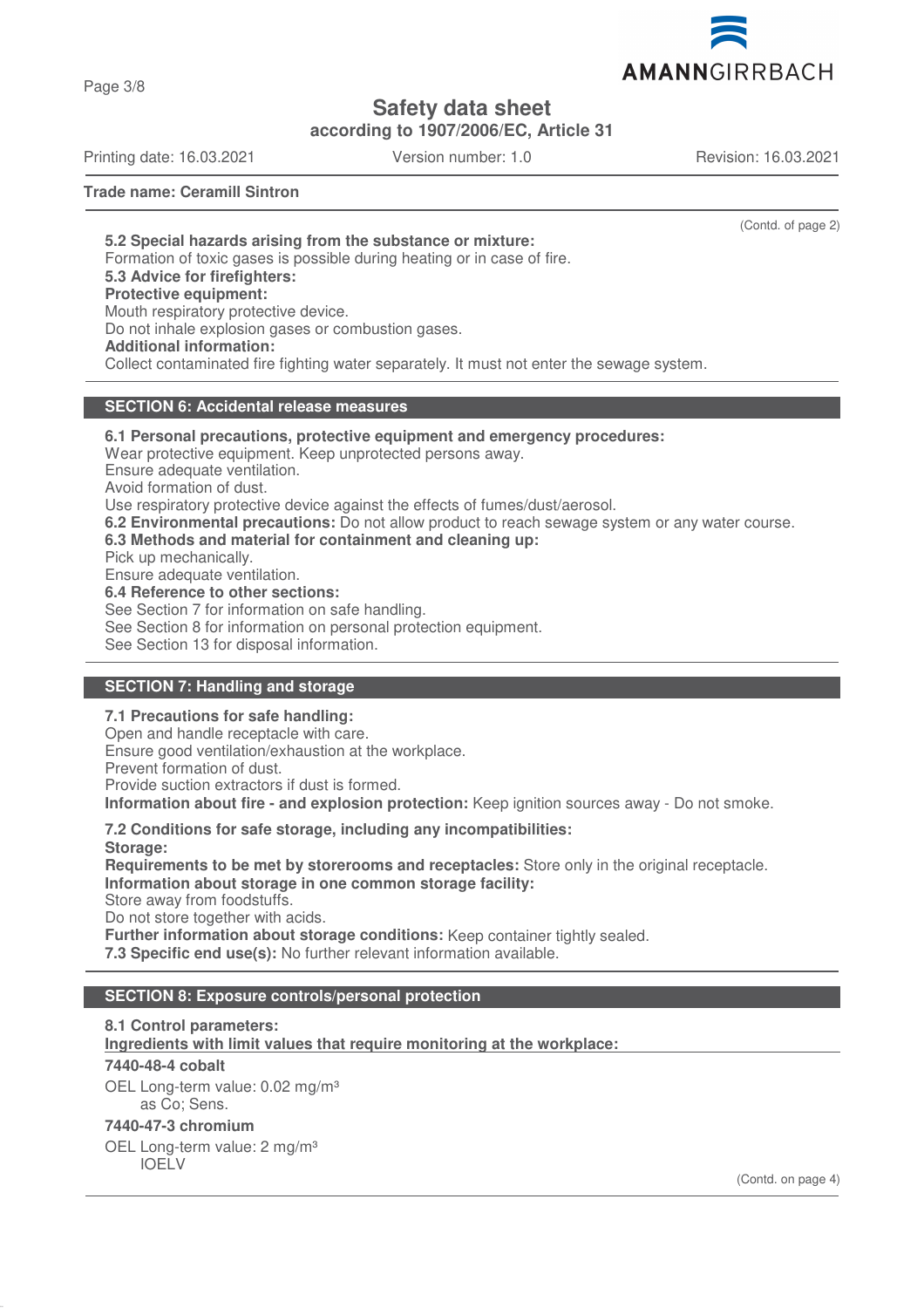(Contd. of page 2)

**5.2 Special hazards arising from the substance or mixture:**
Formation of toxic gases is possible during heating or in case of fire.

**5.3 Advice for firefighters:**

**Protective equipment:**
Mouth respiratory protective device.
Do not inhale explosion gases or combustion gases.

**Additional information:**
Collect contaminated fire fighting water separately. It must not enter the sewage system.

## SECTION 6: Accidental release measures

**6.1 Personal precautions, protective equipment and emergency procedures:**
Wear protective equipment. Keep unprotected persons away.
Ensure adequate ventilation.
Avoid formation of dust.
Use respiratory protective device against the effects of fumes/dust/aerosol.

**6.2 Environmental precautions:** Do not allow product to reach sewage system or any water course.

**6.3 Methods and material for containment and cleaning up:**
Pick up mechanically.
Ensure adequate ventilation.

**6.4 Reference to other sections:**
See Section 7 for information on safe handling.
See Section 8 for information on personal protection equipment.
See Section 13 for disposal information.

## SECTION 7: Handling and storage

**7.1 Precautions for safe handling:**
Open and handle receptacle with care.
Ensure good ventilation/exhaustion at the workplace.
Prevent formation of dust.
Provide suction extractors if dust is formed.

**Information about fire - and explosion protection:** Keep ignition sources away - Do not smoke.

**7.2 Conditions for safe storage, including any incompatibilities:**

**Storage:**

**Requirements to be met by storerooms and receptacles:** Store only in the original receptacle.

**Information about storage in one common storage facility:**
Store away from foodstuffs.
Do not store together with acids.

**Further information about storage conditions:** Keep container tightly sealed.

**7.3 Specific end use(s):** No further relevant information available.

## SECTION 8: Exposure controls/personal protection

**8.1 Control parameters:**

**Ingredients with limit values that require monitoring at the workplace:**

**7440-48-4 cobalt**

OEL Long-term value: 0.02 mg/m³
as Co; Sens.

**7440-47-3 chromium**

OEL Long-term value: 2 mg/m³
IOELV

(Contd. on page 4)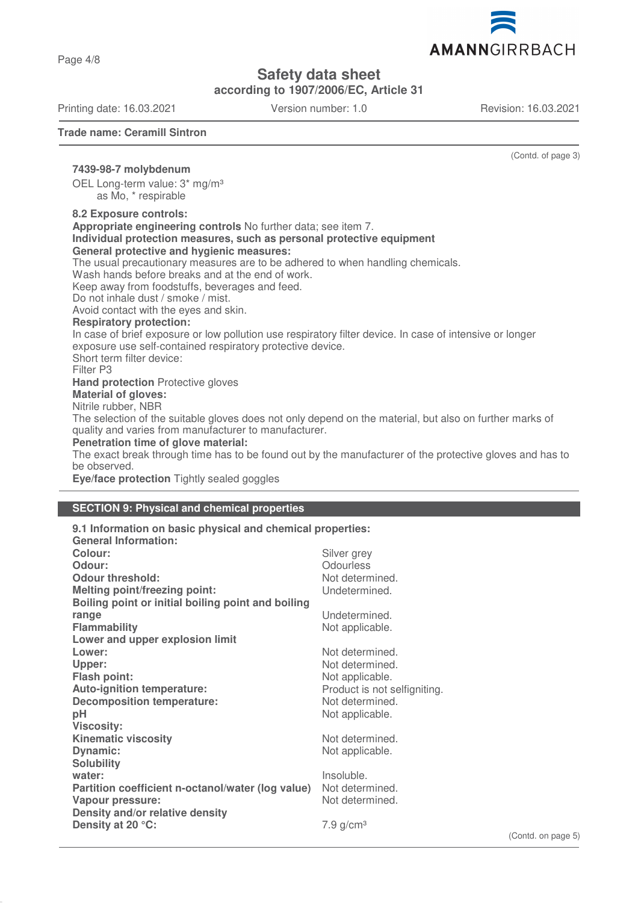(Contd. of page 3)

**7439-98-7 molybdenum**

OEL Long-term value: 3* mg/m³
as Mo, * respirable

**8.2 Exposure controls:**

**Appropriate engineering controls** No further data; see item 7.

**Individual protection measures, such as personal protective equipment**

**General protective and hygienic measures:**

The usual precautionary measures are to be adhered to when handling chemicals.
Wash hands before breaks and at the end of work.
Keep away from foodstuffs, beverages and feed.
Do not inhale dust / smoke / mist.
Avoid contact with the eyes and skin.

**Respiratory protection:**

In case of brief exposure or low pollution use respiratory filter device. In case of intensive or longer exposure use self-contained respiratory protective device.
Short term filter device:
Filter P3

**Hand protection** Protective gloves

**Material of gloves:**

Nitrile rubber, NBR
The selection of the suitable gloves does not only depend on the material, but also on further marks of quality and varies from manufacturer to manufacturer.

**Penetration time of glove material:**

The exact break through time has to be found out by the manufacturer of the protective gloves and has to be observed.

**Eye/face protection** Tightly sealed goggles

## SECTION 9: Physical and chemical properties

**9.1 Information on basic physical and chemical properties:**

**General Information:**

| | |
|---|---|
| **Colour:** | Silver grey |
| **Odour:** | Odourless |
| **Odour threshold:** | Not determined. |
| **Melting point/freezing point:** | Undetermined. |
| **Boiling point or initial boiling point and boiling range** | Undetermined. |
| **Flammability** | Not applicable. |
| **Lower and upper explosion limit** | |
| **Lower:** | Not determined. |
| **Upper:** | Not determined. |
| **Flash point:** | Not applicable. |
| **Auto-ignition temperature:** | Product is not selfigniting. |
| **Decomposition temperature:** | Not determined. |
| **pH** | Not applicable. |
| **Viscosity:** | |
| **Kinematic viscosity** | Not determined. |
| **Dynamic:** | Not applicable. |
| **Solubility** | |
| **water:** | Insoluble. |
| **Partition coefficient n-octanol/water (log value)** | Not determined. |
| **Vapour pressure:** | Not determined. |
| **Density and/or relative density** | |
| **Density at 20 °C:** | 7.9 g/cm³ |

(Contd. on page 5)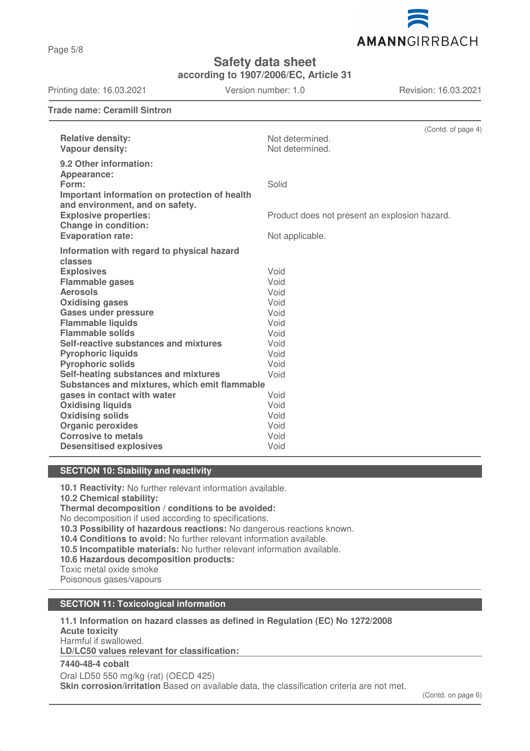**Trade name: Ceramill Sintron**

(Contd. of page 4)

| | |
|---|---|
| **Relative density:** | Not determined. |
| **Vapour density:** | Not determined. |
| **9.2 Other information:** | |
| **Appearance:** | |
| **Form:** | Solid |
| **Important information on protection of health and environment, and on safety.** | |
| **Explosive properties:** | Product does not present an explosion hazard. |
| **Change in condition:** | |
| **Evaporation rate:** | Not applicable. |
| **Information with regard to physical hazard classes** | |
| **Explosives** | Void |
| **Flammable gases** | Void |
| **Aerosols** | Void |
| **Oxidising gases** | Void |
| **Gases under pressure** | Void |
| **Flammable liquids** | Void |
| **Flammable solids** | Void |
| **Self-reactive substances and mixtures** | Void |
| **Pyrophoric liquids** | Void |
| **Pyrophoric solids** | Void |
| **Self-heating substances and mixtures** | Void |
| **Substances and mixtures, which emit flammable gases in contact with water** | Void |
| **Oxidising liquids** | Void |
| **Oxidising solids** | Void |
| **Organic peroxides** | Void |
| **Corrosive to metals** | Void |
| **Desensitised explosives** | Void |

## SECTION 10: Stability and reactivity

**10.1 Reactivity:** No further relevant information available.
**10.2 Chemical stability:**
**Thermal decomposition / conditions to be avoided:**
No decomposition if used according to specifications.
**10.3 Possibility of hazardous reactions:** No dangerous reactions known.
**10.4 Conditions to avoid:** No further relevant information available.
**10.5 Incompatible materials:** No further relevant information available.
**10.6 Hazardous decomposition products:**
Toxic metal oxide smoke
Poisonous gases/vapours

## SECTION 11: Toxicological information

**11.1 Information on hazard classes as defined in Regulation (EC) No 1272/2008**
**Acute toxicity**
Harmful if swallowed.
**LD/LC50 values relevant for classification:**

**7440-48-4 cobalt**

Oral LD50 550 mg/kg (rat) (OECD 425)
**Skin corrosion/irritation** Based on available data, the classification criteria are not met.

(Contd. on page 6)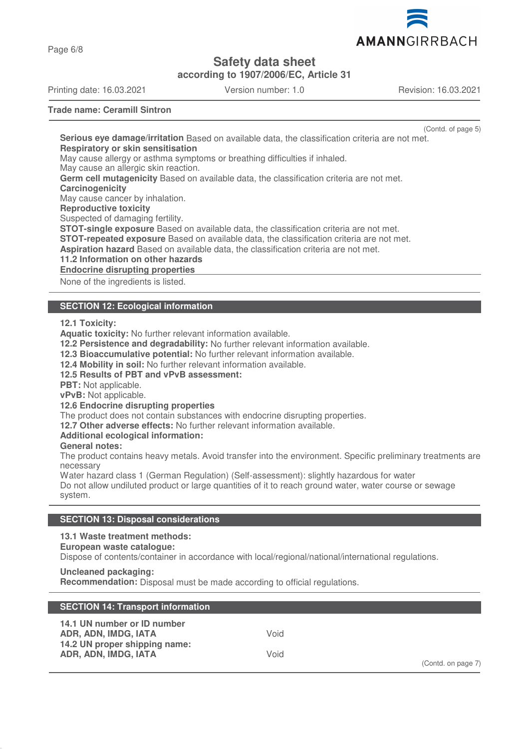**Trade name: Ceramill Sintron**

(Contd. of page 5)

**Serious eye damage/irritation** Based on available data, the classification criteria are not met.
**Respiratory or skin sensitisation**
May cause allergy or asthma symptoms or breathing difficulties if inhaled.
May cause an allergic skin reaction.
**Germ cell mutagenicity** Based on available data, the classification criteria are not met.
**Carcinogenicity**
May cause cancer by inhalation.
**Reproductive toxicity**
Suspected of damaging fertility.
**STOT-single exposure** Based on available data, the classification criteria are not met.
**STOT-repeated exposure** Based on available data, the classification criteria are not met.
**Aspiration hazard** Based on available data, the classification criteria are not met.
**11.2 Information on other hazards**
**Endocrine disrupting properties**
None of the ingredients is listed.

## SECTION 12: Ecological information

**12.1 Toxicity:**
**Aquatic toxicity:** No further relevant information available.
**12.2 Persistence and degradability:** No further relevant information available.
**12.3 Bioaccumulative potential:** No further relevant information available.
**12.4 Mobility in soil:** No further relevant information available.
**12.5 Results of PBT and vPvB assessment:**
**PBT:** Not applicable.
**vPvB:** Not applicable.
**12.6 Endocrine disrupting properties**
The product does not contain substances with endocrine disrupting properties.
**12.7 Other adverse effects:** No further relevant information available.
**Additional ecological information:**
**General notes:**
The product contains heavy metals. Avoid transfer into the environment. Specific preliminary treatments are necessary
Water hazard class 1 (German Regulation) (Self-assessment): slightly hazardous for water
Do not allow undiluted product or large quantities of it to reach ground water, water course or sewage system.

## SECTION 13: Disposal considerations

**13.1 Waste treatment methods:**
**European waste catalogue:**
Dispose of contents/container in accordance with local/regional/national/international regulations.

**Uncleaned packaging:**
**Recommendation:** Disposal must be made according to official regulations.

## SECTION 14: Transport information

| | |
|---|---|
| **14.1 UN number or ID number** | |
| **ADR, ADN, IMDG, IATA** | Void |
| **14.2 UN proper shipping name:** | |
| **ADR, ADN, IMDG, IATA** | Void |

(Contd. on page 7)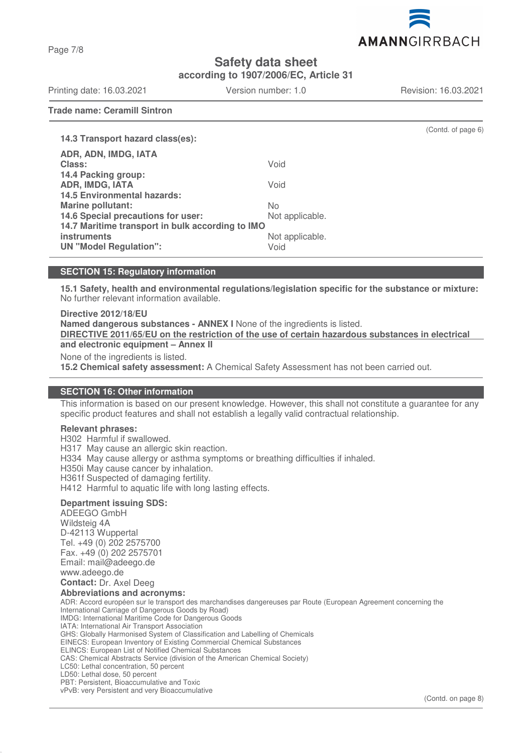**Safety data sheet**

**according to 1907/2006/EC, Article 31**

Printing date: 16.03.2021 | Version number: 1.0 | Revision: 16.03.2021

**Trade name: Ceramill Sintron**

(Contd. of page 6)

**14.3 Transport hazard class(es):**

| | |
|---|---|
| **ADR, ADN, IMDG, IATA** | |
| **Class:** | Void |
| **14.4 Packing group:** | |
| **ADR, IMDG, IATA** | Void |
| **14.5 Environmental hazards:** | |
| **Marine pollutant:** | No |
| **14.6 Special precautions for user:** | Not applicable. |
| **14.7 Maritime transport in bulk according to IMO instruments** | Not applicable. |
| **UN "Model Regulation":** | Void |

## SECTION 15: Regulatory information

**15.1 Safety, health and environmental regulations/legislation specific for the substance or mixture:**
No further relevant information available.

**Directive 2012/18/EU**
**Named dangerous substances - ANNEX I** None of the ingredients is listed.
**DIRECTIVE 2011/65/EU on the restriction of the use of certain hazardous substances in electrical and electronic equipment – Annex II**
None of the ingredients is listed.
**15.2 Chemical safety assessment:** A Chemical Safety Assessment has not been carried out.

## SECTION 16: Other information

This information is based on our present knowledge. However, this shall not constitute a guarantee for any specific product features and shall not establish a legally valid contractual relationship.

**Relevant phrases:**
H302 Harmful if swallowed.
H317 May cause an allergic skin reaction.
H334 May cause allergy or asthma symptoms or breathing difficulties if inhaled.
H350i May cause cancer by inhalation.
H361f Suspected of damaging fertility.
H412 Harmful to aquatic life with long lasting effects.

**Department issuing SDS:**
ADEEGO GmbH
Wildsteig 4A
D-42113 Wuppertal
Tel. +49 (0) 202 2575700
Fax. +49 (0) 202 2575701
Email: mail@adeego.de
www.adeego.de
**Contact:** Dr. Axel Deeg
**Abbreviations and acronyms:**
ADR: Accord européen sur le transport des marchandises dangereuses par Route (European Agreement concerning the International Carriage of Dangerous Goods by Road)
IMDG: International Maritime Code for Dangerous Goods
IATA: International Air Transport Association
GHS: Globally Harmonised System of Classification and Labelling of Chemicals
EINECS: European Inventory of Existing Commercial Chemical Substances
ELINCS: European List of Notified Chemical Substances
CAS: Chemical Abstracts Service (division of the American Chemical Society)
LC50: Lethal concentration, 50 percent
LD50: Lethal dose, 50 percent
PBT: Persistent, Bioaccumulative and Toxic
vPvB: very Persistent and very Bioaccumulative

(Contd. on page 8)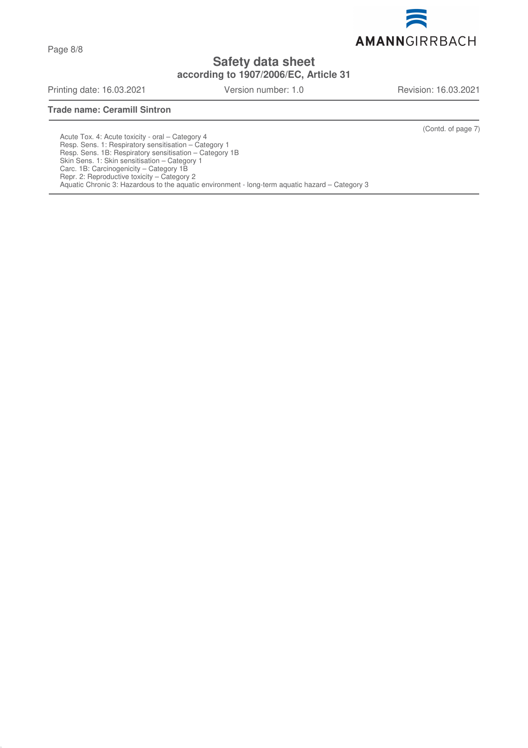Acute Tox. 4: Acute toxicity - oral – Category 4
Resp. Sens. 1: Respiratory sensitisation – Category 1
Resp. Sens. 1B: Respiratory sensitisation – Category 1B
Skin Sens. 1: Skin sensitisation – Category 1
Carc. 1B: Carcinogenicity – Category 1B
Repr. 2: Reproductive toxicity – Category 2
Aquatic Chronic 3: Hazardous to the aquatic environment - long-term aquatic hazard – Category 3